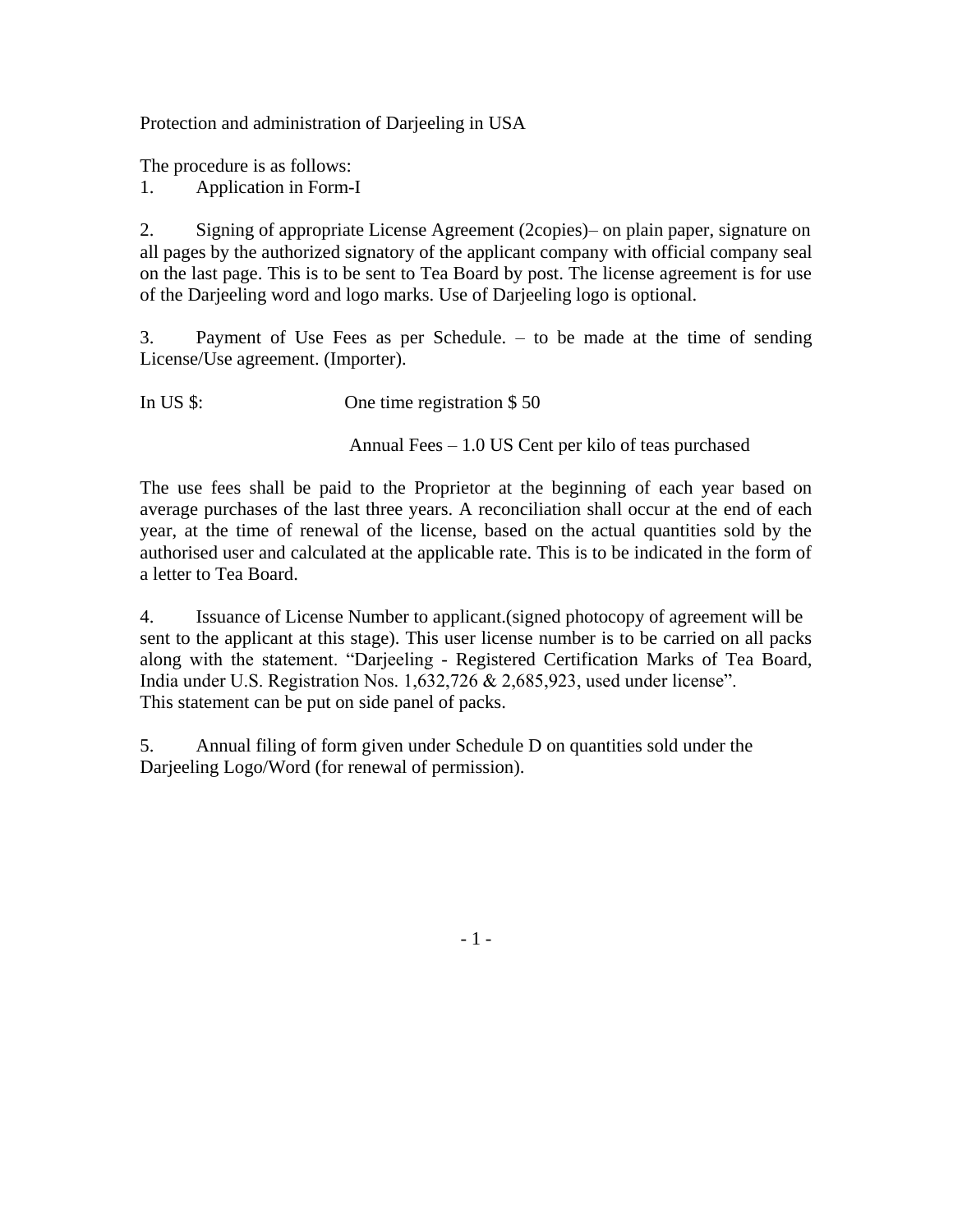Protection and administration of Darjeeling in USA

The procedure is as follows:

1. Application in Form-I

2. Signing of appropriate License Agreement (2copies)– on plain paper, signature on all pages by the authorized signatory of the applicant company with official company seal on the last page. This is to be sent to Tea Board by post. The license agreement is for use of the Darjeeling word and logo marks. Use of Darjeeling logo is optional.

3. Payment of Use Fees as per Schedule. – to be made at the time of sending License/Use agreement. (Importer).

In US $: One time registration $ 50

Annual Fees – 1.0 US Cent per kilo of teas purchased

The use fees shall be paid to the Proprietor at the beginning of each year based on average purchases of the last three years. A reconciliation shall occur at the end of each year, at the time of renewal of the license, based on the actual quantities sold by the authorised user and calculated at the applicable rate. This is to be indicated in the form of a letter to Tea Board.

4. Issuance of License Number to applicant.(signed photocopy of agreement will be sent to the applicant at this stage). This user license number is to be carried on all packs along with the statement. “Darjeeling - Registered Certification Marks of Tea Board, India under U.S. Registration Nos. 1,632,726 & 2,685,923, used under license”. This statement can be put on side panel of packs.

5. Annual filing of form given under Schedule D on quantities sold under the Darjeeling Logo/Word (for renewal of permission).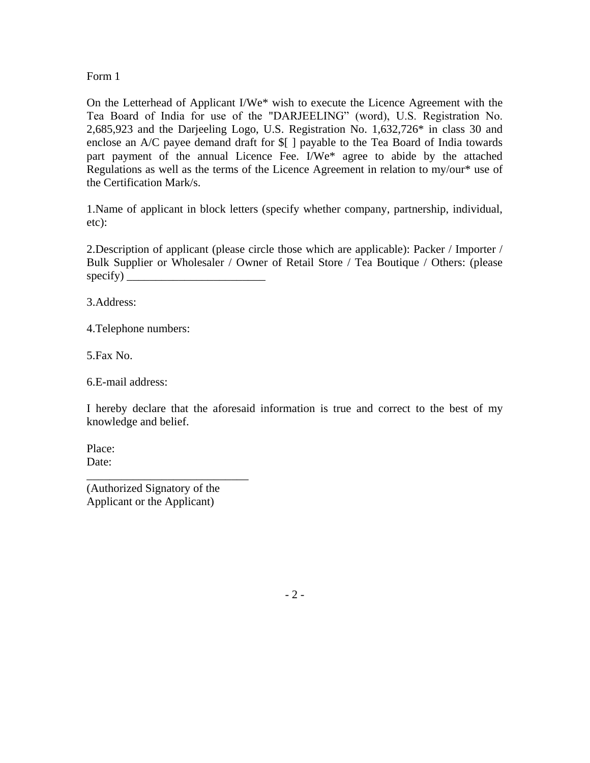Form 1

On the Letterhead of Applicant I/We* wish to execute the Licence Agreement with the Tea Board of India for use of the "DARJEELING" (word), U.S. Registration No. 2,685,923 and the Darjeeling Logo, U.S. Registration No. 1,632,726* in class 30 and enclose an A/C payee demand draft for $[ ] payable to the Tea Board of India towards part payment of the annual Licence Fee. I/We* agree to abide by the attached Regulations as well as the terms of the Licence Agreement in relation to my/our* use of the Certification Mark/s.

1.Name of applicant in block letters (specify whether company, partnership, individual, etc):

2.Description of applicant (please circle those which are applicable): Packer / Importer / Bulk Supplier or Wholesaler / Owner of Retail Store / Tea Boutique / Others: (please specify) ________________________

3.Address:

4.Telephone numbers:

5.Fax No.

6.E-mail address:

I hereby declare that the aforesaid information is true and correct to the best of my knowledge and belief.

Place:
Date:

____________________________
(Authorized Signatory of the
Applicant or the Applicant)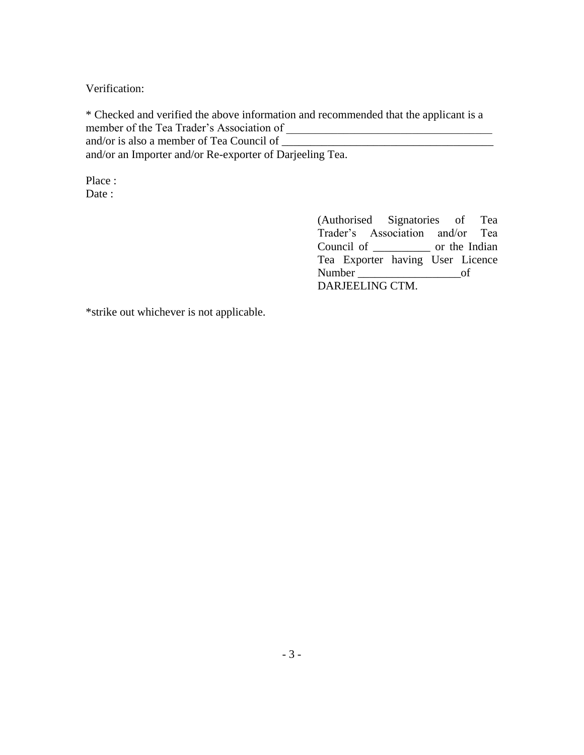Verification:

* Checked and verified the above information and recommended that the applicant is a member of the Tea Trader's Association of ____________________________________ and/or is also a member of Tea Council of ____________________________________ and/or an Importer and/or Re-exporter of Darjeeling Tea.

Place :
Date :

(Authorised Signatories of Tea Trader's Association and/or Tea Council of __________ or the Indian Tea Exporter having User Licence Number __________________of DARJEELING CTM.

*strike out whichever is not applicable.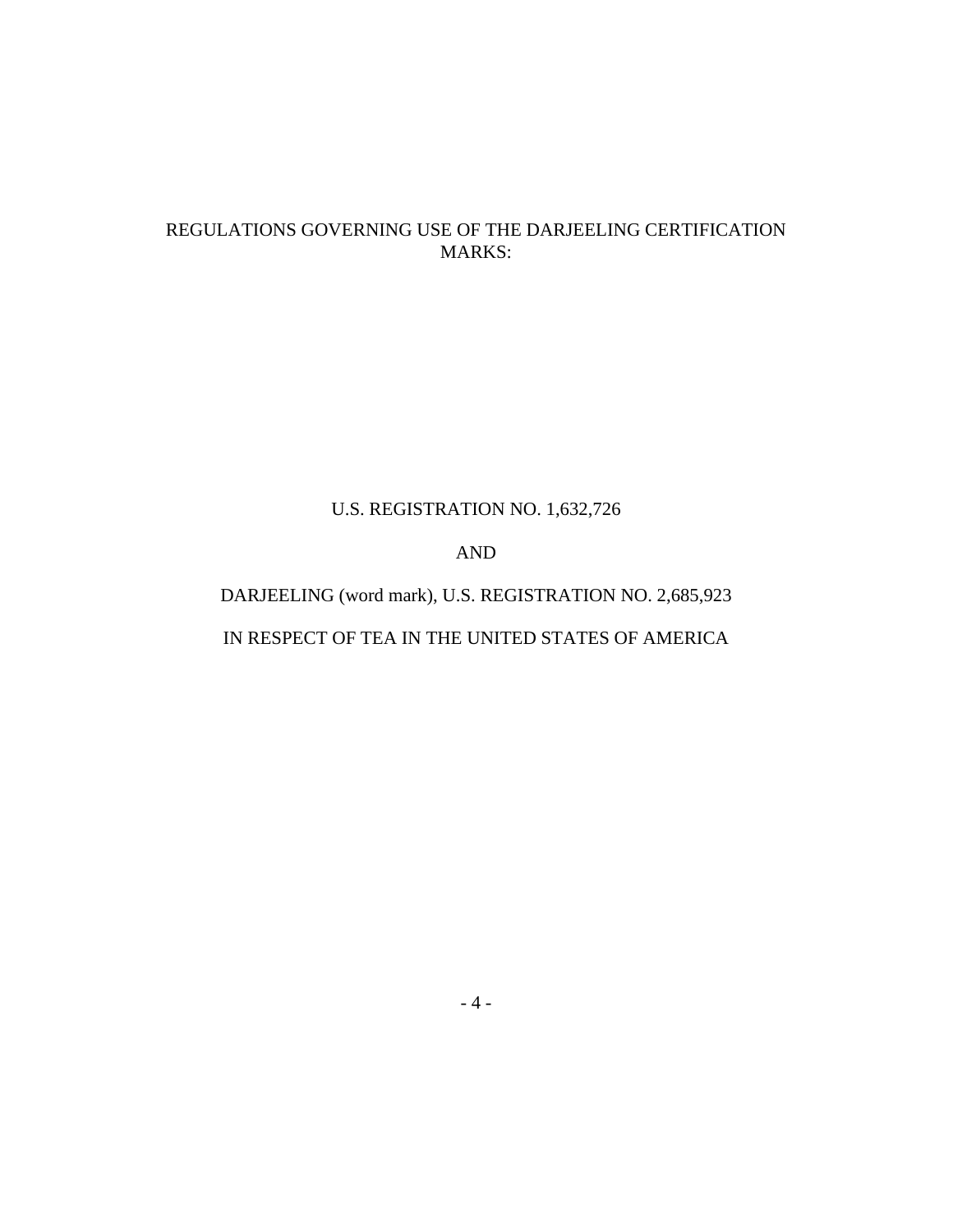# REGULATIONS GOVERNING USE OF THE DARJEELING CERTIFICATION MARKS:

U.S. REGISTRATION NO. 1,632,726

AND

DARJEELING (word mark), U.S. REGISTRATION NO. 2,685,923

IN RESPECT OF TEA IN THE UNITED STATES OF AMERICA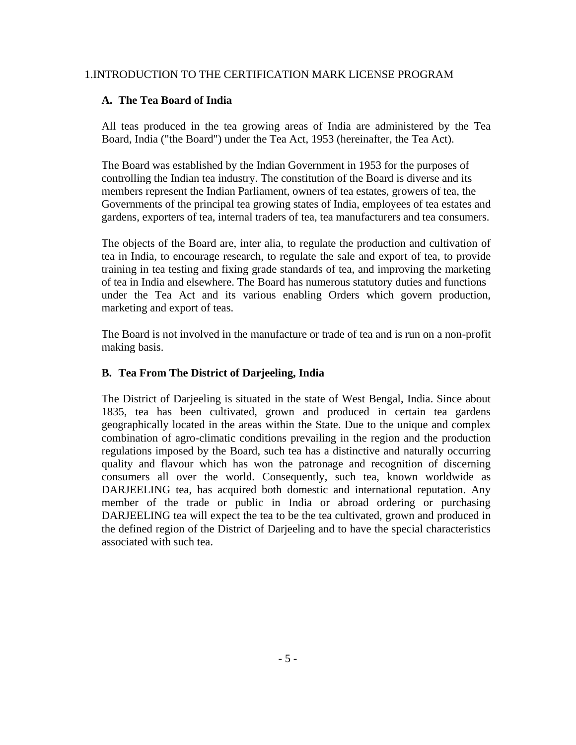# 1.INTRODUCTION TO THE CERTIFICATION MARK LICENSE PROGRAM

## A. The Tea Board of India

All teas produced in the tea growing areas of India are administered by the Tea Board, India ("the Board") under the Tea Act, 1953 (hereinafter, the Tea Act).

The Board was established by the Indian Government in 1953 for the purposes of controlling the Indian tea industry. The constitution of the Board is diverse and its members represent the Indian Parliament, owners of tea estates, growers of tea, the Governments of the principal tea growing states of India, employees of tea estates and gardens, exporters of tea, internal traders of tea, tea manufacturers and tea consumers.

The objects of the Board are, inter alia, to regulate the production and cultivation of tea in India, to encourage research, to regulate the sale and export of tea, to provide training in tea testing and fixing grade standards of tea, and improving the marketing of tea in India and elsewhere. The Board has numerous statutory duties and functions under the Tea Act and its various enabling Orders which govern production, marketing and export of teas.

The Board is not involved in the manufacture or trade of tea and is run on a non-profit making basis.

## B. Tea From The District of Darjeeling, India

The District of Darjeeling is situated in the state of West Bengal, India. Since about 1835, tea has been cultivated, grown and produced in certain tea gardens geographically located in the areas within the State. Due to the unique and complex combination of agro-climatic conditions prevailing in the region and the production regulations imposed by the Board, such tea has a distinctive and naturally occurring quality and flavour which has won the patronage and recognition of discerning consumers all over the world. Consequently, such tea, known worldwide as DARJEELING tea, has acquired both domestic and international reputation. Any member of the trade or public in India or abroad ordering or purchasing DARJEELING tea will expect the tea to be the tea cultivated, grown and produced in the defined region of the District of Darjeeling and to have the special characteristics associated with such tea.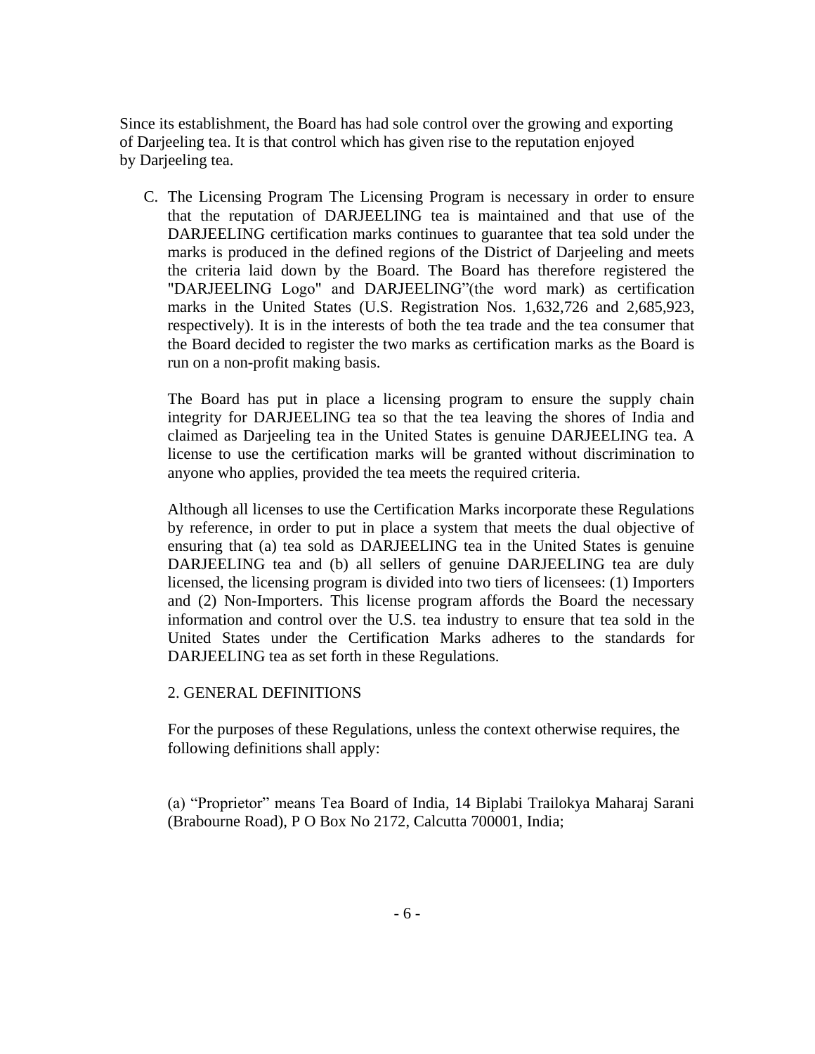Since its establishment, the Board has had sole control over the growing and exporting of Darjeeling tea. It is that control which has given rise to the reputation enjoyed by Darjeeling tea.

C. The Licensing Program The Licensing Program is necessary in order to ensure that the reputation of DARJEELING tea is maintained and that use of the DARJEELING certification marks continues to guarantee that tea sold under the marks is produced in the defined regions of the District of Darjeeling and meets the criteria laid down by the Board. The Board has therefore registered the "DARJEELING Logo" and DARJEELING"(the word mark) as certification marks in the United States (U.S. Registration Nos. 1,632,726 and 2,685,923, respectively). It is in the interests of both the tea trade and the tea consumer that the Board decided to register the two marks as certification marks as the Board is run on a non-profit making basis.

The Board has put in place a licensing program to ensure the supply chain integrity for DARJEELING tea so that the tea leaving the shores of India and claimed as Darjeeling tea in the United States is genuine DARJEELING tea. A license to use the certification marks will be granted without discrimination to anyone who applies, provided the tea meets the required criteria.

Although all licenses to use the Certification Marks incorporate these Regulations by reference, in order to put in place a system that meets the dual objective of ensuring that (a) tea sold as DARJEELING tea in the United States is genuine DARJEELING tea and (b) all sellers of genuine DARJEELING tea are duly licensed, the licensing program is divided into two tiers of licensees: (1) Importers and (2) Non-Importers. This license program affords the Board the necessary information and control over the U.S. tea industry to ensure that tea sold in the United States under the Certification Marks adheres to the standards for DARJEELING tea as set forth in these Regulations.

## 2. GENERAL DEFINITIONS

For the purposes of these Regulations, unless the context otherwise requires, the following definitions shall apply:

(a) "Proprietor" means Tea Board of India, 14 Biplabi Trailokya Maharaj Sarani (Brabourne Road), P O Box No 2172, Calcutta 700001, India;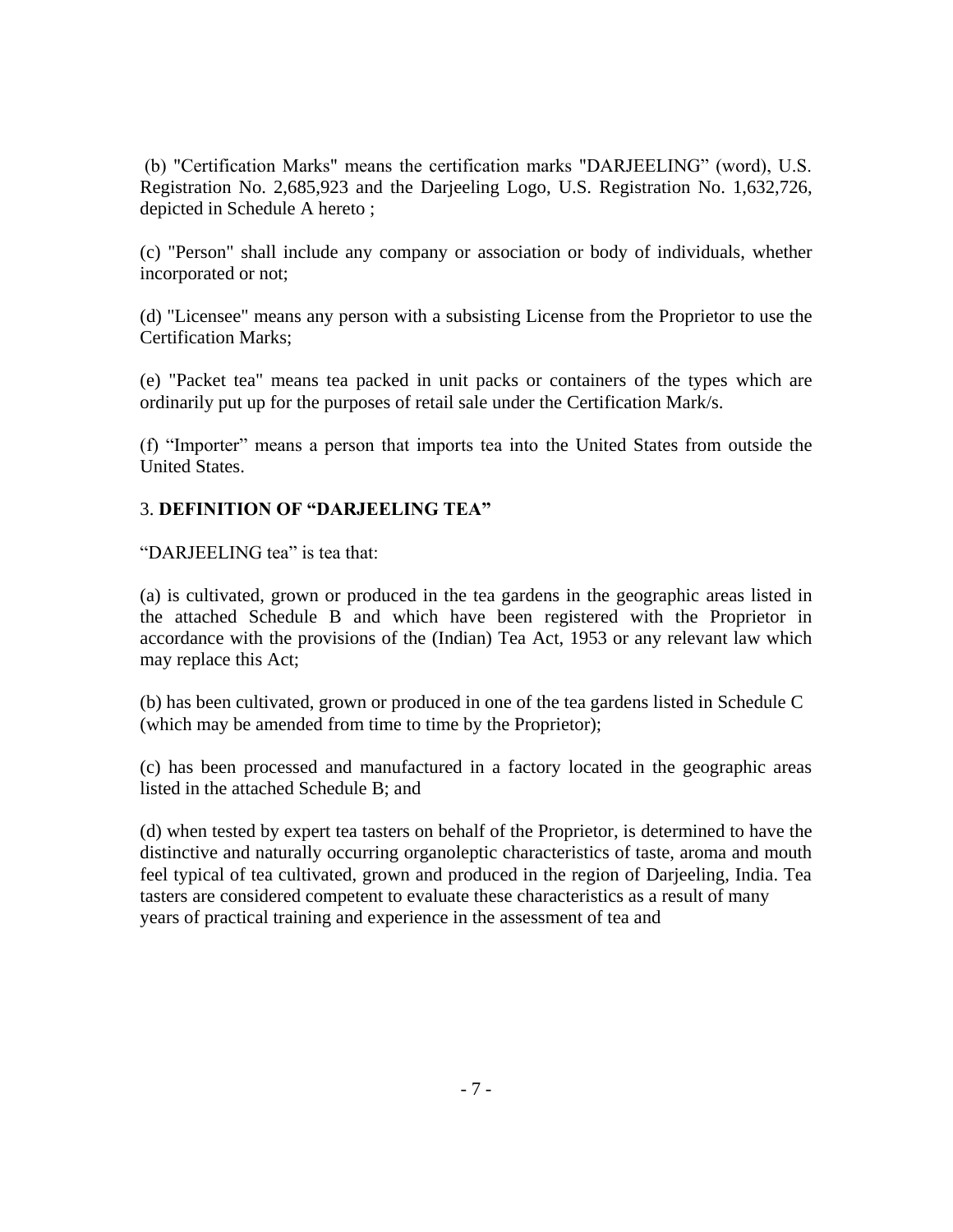(b) "Certification Marks" means the certification marks "DARJEELING" (word), U.S. Registration No. 2,685,923 and the Darjeeling Logo, U.S. Registration No. 1,632,726, depicted in Schedule A hereto ;

(c) "Person" shall include any company or association or body of individuals, whether incorporated or not;

(d) "Licensee" means any person with a subsisting License from the Proprietor to use the Certification Marks;

(e) "Packet tea" means tea packed in unit packs or containers of the types which are ordinarily put up for the purposes of retail sale under the Certification Mark/s.

(f) "Importer" means a person that imports tea into the United States from outside the United States.

## 3. DEFINITION OF "DARJEELING TEA"

"DARJEELING tea" is tea that:

(a) is cultivated, grown or produced in the tea gardens in the geographic areas listed in the attached Schedule B and which have been registered with the Proprietor in accordance with the provisions of the (Indian) Tea Act, 1953 or any relevant law which may replace this Act;

(b) has been cultivated, grown or produced in one of the tea gardens listed in Schedule C (which may be amended from time to time by the Proprietor);

(c) has been processed and manufactured in a factory located in the geographic areas listed in the attached Schedule B; and

(d) when tested by expert tea tasters on behalf of the Proprietor, is determined to have the distinctive and naturally occurring organoleptic characteristics of taste, aroma and mouth feel typical of tea cultivated, grown and produced in the region of Darjeeling, India. Tea tasters are considered competent to evaluate these characteristics as a result of many years of practical training and experience in the assessment of tea and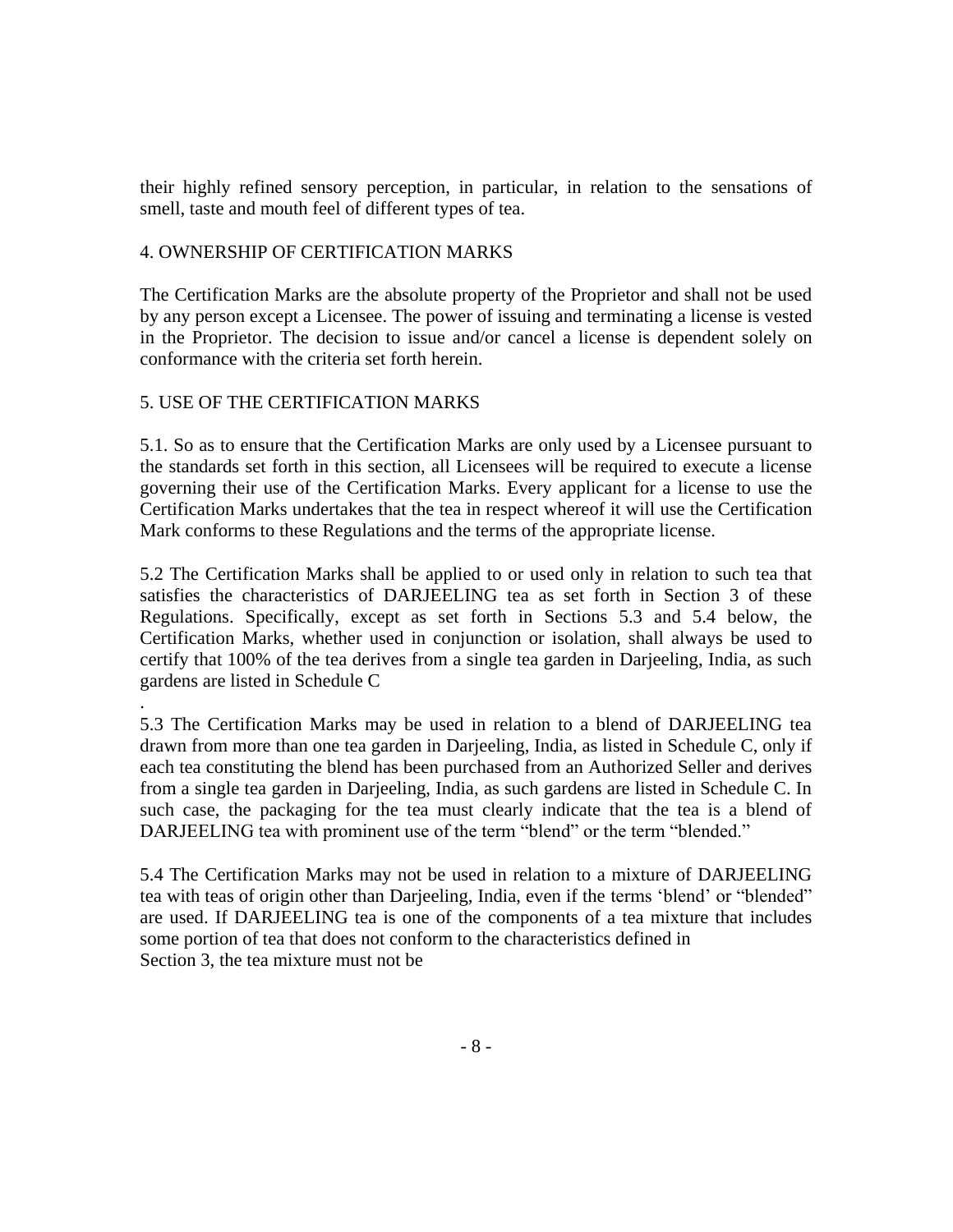their highly refined sensory perception, in particular, in relation to the sensations of smell, taste and mouth feel of different types of tea.

## 4. OWNERSHIP OF CERTIFICATION MARKS

The Certification Marks are the absolute property of the Proprietor and shall not be used by any person except a Licensee. The power of issuing and terminating a license is vested in the Proprietor. The decision to issue and/or cancel a license is dependent solely on conformance with the criteria set forth herein.

## 5. USE OF THE CERTIFICATION MARKS

5.1. So as to ensure that the Certification Marks are only used by a Licensee pursuant to the standards set forth in this section, all Licensees will be required to execute a license governing their use of the Certification Marks. Every applicant for a license to use the Certification Marks undertakes that the tea in respect whereof it will use the Certification Mark conforms to these Regulations and the terms of the appropriate license.

5.2 The Certification Marks shall be applied to or used only in relation to such tea that satisfies the characteristics of DARJEELING tea as set forth in Section 3 of these Regulations. Specifically, except as set forth in Sections 5.3 and 5.4 below, the Certification Marks, whether used in conjunction or isolation, shall always be used to certify that 100% of the tea derives from a single tea garden in Darjeeling, India, as such gardens are listed in Schedule C

.

5.3 The Certification Marks may be used in relation to a blend of DARJEELING tea drawn from more than one tea garden in Darjeeling, India, as listed in Schedule C, only if each tea constituting the blend has been purchased from an Authorized Seller and derives from a single tea garden in Darjeeling, India, as such gardens are listed in Schedule C. In such case, the packaging for the tea must clearly indicate that the tea is a blend of DARJEELING tea with prominent use of the term "blend" or the term "blended."

5.4 The Certification Marks may not be used in relation to a mixture of DARJEELING tea with teas of origin other than Darjeeling, India, even if the terms 'blend' or "blended" are used. If DARJEELING tea is one of the components of a tea mixture that includes some portion of tea that does not conform to the characteristics defined in Section 3, the tea mixture must not be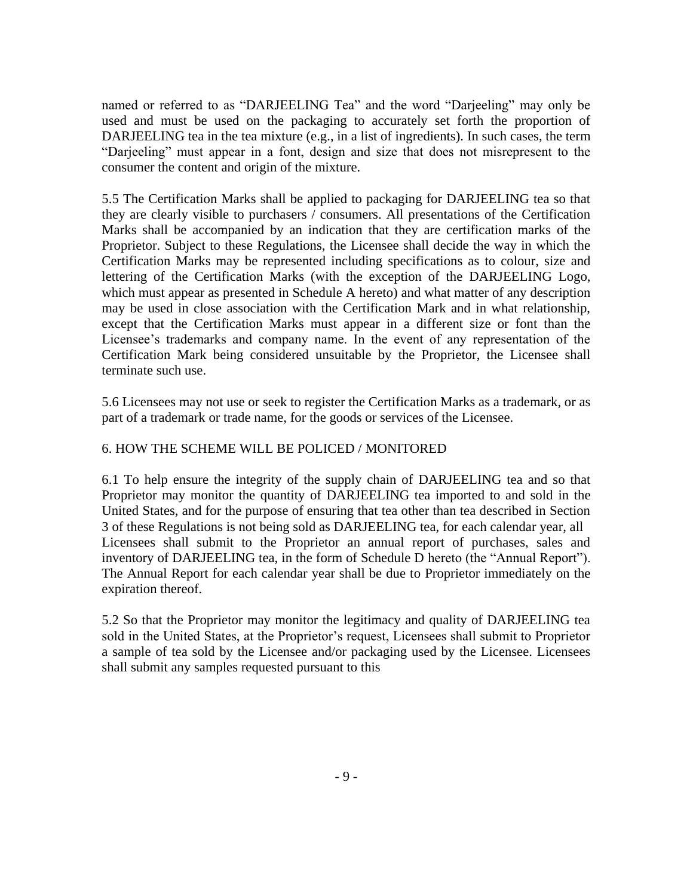named or referred to as "DARJEELING Tea" and the word "Darjeeling" may only be used and must be used on the packaging to accurately set forth the proportion of DARJEELING tea in the tea mixture (e.g., in a list of ingredients). In such cases, the term "Darjeeling" must appear in a font, design and size that does not misrepresent to the consumer the content and origin of the mixture.

5.5 The Certification Marks shall be applied to packaging for DARJEELING tea so that they are clearly visible to purchasers / consumers. All presentations of the Certification Marks shall be accompanied by an indication that they are certification marks of the Proprietor. Subject to these Regulations, the Licensee shall decide the way in which the Certification Marks may be represented including specifications as to colour, size and lettering of the Certification Marks (with the exception of the DARJEELING Logo, which must appear as presented in Schedule A hereto) and what matter of any description may be used in close association with the Certification Mark and in what relationship, except that the Certification Marks must appear in a different size or font than the Licensee's trademarks and company name. In the event of any representation of the Certification Mark being considered unsuitable by the Proprietor, the Licensee shall terminate such use.

5.6 Licensees may not use or seek to register the Certification Marks as a trademark, or as part of a trademark or trade name, for the goods or services of the Licensee.

## 6. HOW THE SCHEME WILL BE POLICED / MONITORED

6.1 To help ensure the integrity of the supply chain of DARJEELING tea and so that Proprietor may monitor the quantity of DARJEELING tea imported to and sold in the United States, and for the purpose of ensuring that tea other than tea described in Section 3 of these Regulations is not being sold as DARJEELING tea, for each calendar year, all Licensees shall submit to the Proprietor an annual report of purchases, sales and inventory of DARJEELING tea, in the form of Schedule D hereto (the "Annual Report"). The Annual Report for each calendar year shall be due to Proprietor immediately on the expiration thereof.

5.2 So that the Proprietor may monitor the legitimacy and quality of DARJEELING tea sold in the United States, at the Proprietor's request, Licensees shall submit to Proprietor a sample of tea sold by the Licensee and/or packaging used by the Licensee. Licensees shall submit any samples requested pursuant to this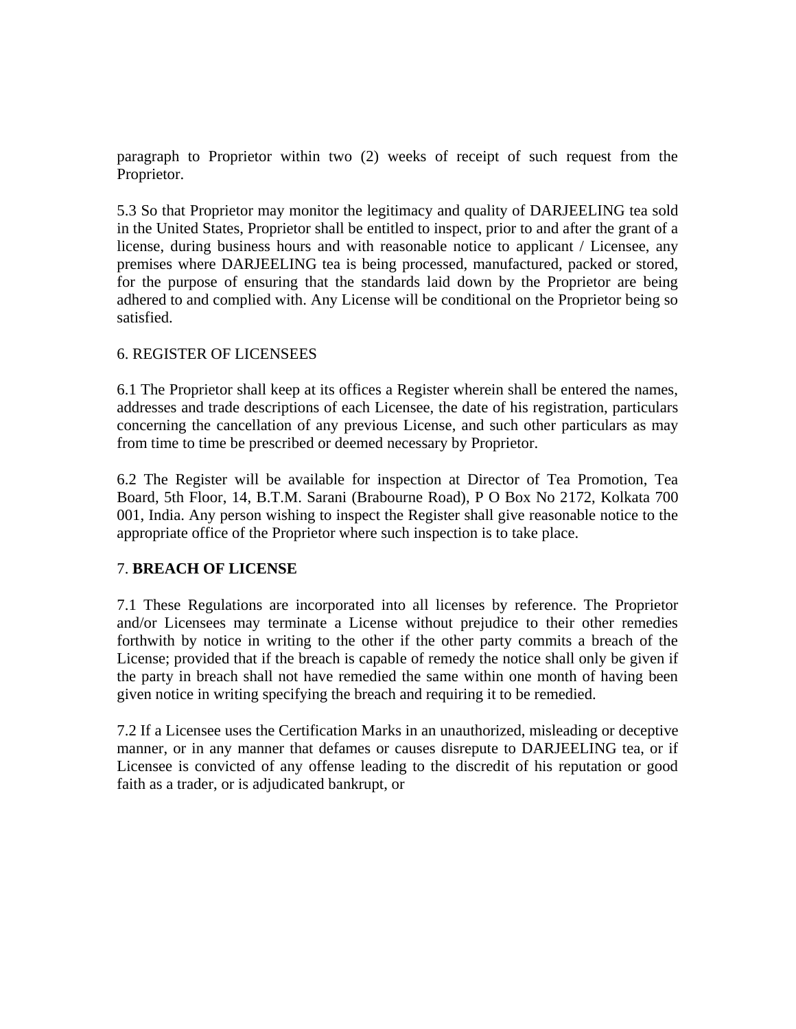paragraph to Proprietor within two (2) weeks of receipt of such request from the Proprietor.

5.3 So that Proprietor may monitor the legitimacy and quality of DARJEELING tea sold in the United States, Proprietor shall be entitled to inspect, prior to and after the grant of a license, during business hours and with reasonable notice to applicant / Licensee, any premises where DARJEELING tea is being processed, manufactured, packed or stored, for the purpose of ensuring that the standards laid down by the Proprietor are being adhered to and complied with. Any License will be conditional on the Proprietor being so satisfied.

## 6. REGISTER OF LICENSEES

6.1 The Proprietor shall keep at its offices a Register wherein shall be entered the names, addresses and trade descriptions of each Licensee, the date of his registration, particulars concerning the cancellation of any previous License, and such other particulars as may from time to time be prescribed or deemed necessary by Proprietor.

6.2 The Register will be available for inspection at Director of Tea Promotion, Tea Board, 5th Floor, 14, B.T.M. Sarani (Brabourne Road), P O Box No 2172, Kolkata 700 001, India. Any person wishing to inspect the Register shall give reasonable notice to the appropriate office of the Proprietor where such inspection is to take place.

## 7. **BREACH OF LICENSE**

7.1 These Regulations are incorporated into all licenses by reference. The Proprietor and/or Licensees may terminate a License without prejudice to their other remedies forthwith by notice in writing to the other if the other party commits a breach of the License; provided that if the breach is capable of remedy the notice shall only be given if the party in breach shall not have remedied the same within one month of having been given notice in writing specifying the breach and requiring it to be remedied.

7.2 If a Licensee uses the Certification Marks in an unauthorized, misleading or deceptive manner, or in any manner that defames or causes disrepute to DARJEELING tea, or if Licensee is convicted of any offense leading to the discredit of his reputation or good faith as a trader, or is adjudicated bankrupt, or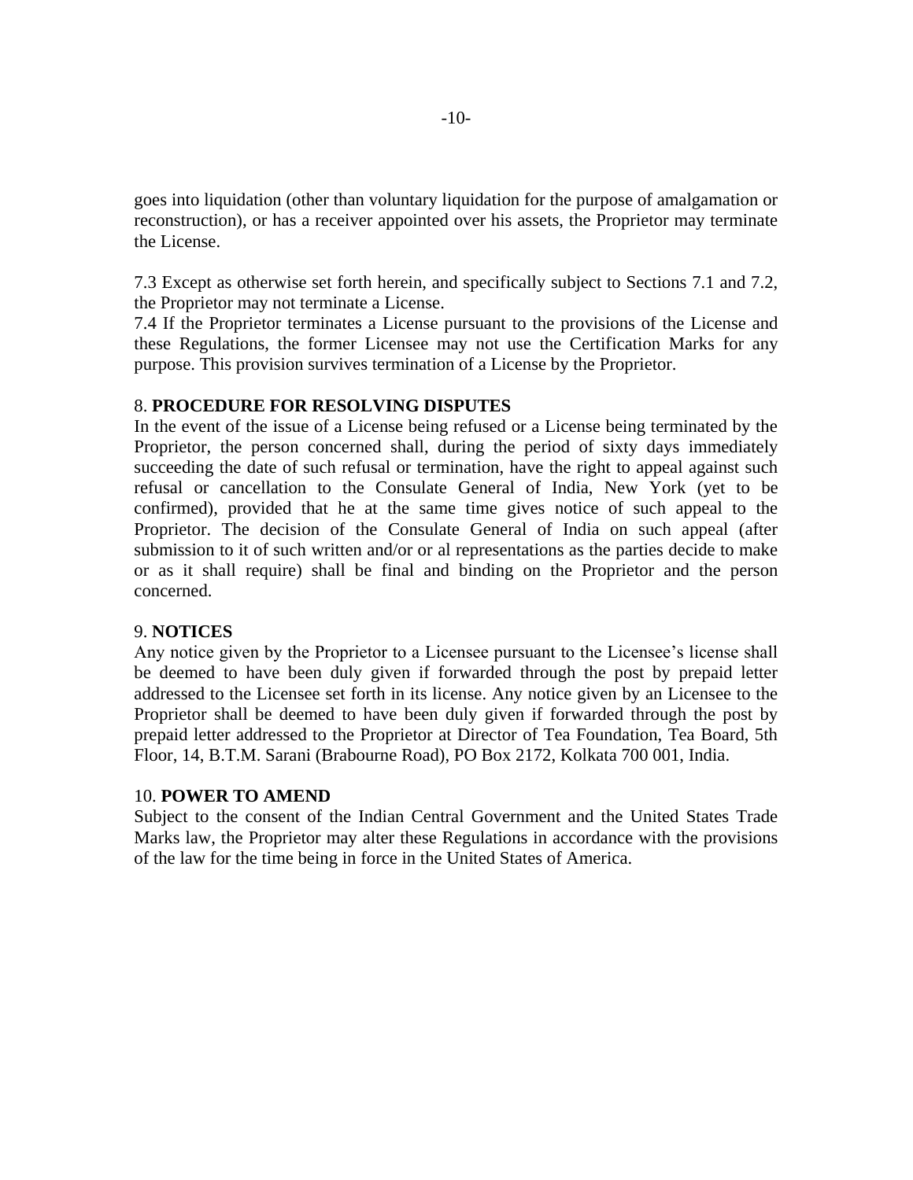goes into liquidation (other than voluntary liquidation for the purpose of amalgamation or reconstruction), or has a receiver appointed over his assets, the Proprietor may terminate the License.

7.3 Except as otherwise set forth herein, and specifically subject to Sections 7.1 and 7.2, the Proprietor may not terminate a License.

7.4 If the Proprietor terminates a License pursuant to the provisions of the License and these Regulations, the former Licensee may not use the Certification Marks for any purpose. This provision survives termination of a License by the Proprietor.

8. **PROCEDURE FOR RESOLVING DISPUTES**

In the event of the issue of a License being refused or a License being terminated by the Proprietor, the person concerned shall, during the period of sixty days immediately succeeding the date of such refusal or termination, have the right to appeal against such refusal or cancellation to the Consulate General of India, New York (yet to be confirmed), provided that he at the same time gives notice of such appeal to the Proprietor. The decision of the Consulate General of India on such appeal (after submission to it of such written and/or or al representations as the parties decide to make or as it shall require) shall be final and binding on the Proprietor and the person concerned.

9. **NOTICES**

Any notice given by the Proprietor to a Licensee pursuant to the Licensee's license shall be deemed to have been duly given if forwarded through the post by prepaid letter addressed to the Licensee set forth in its license. Any notice given by an Licensee to the Proprietor shall be deemed to have been duly given if forwarded through the post by prepaid letter addressed to the Proprietor at Director of Tea Foundation, Tea Board, 5th Floor, 14, B.T.M. Sarani (Brabourne Road), PO Box 2172, Kolkata 700 001, India.

10. **POWER TO AMEND**

Subject to the consent of the Indian Central Government and the United States Trade Marks law, the Proprietor may alter these Regulations in accordance with the provisions of the law for the time being in force in the United States of America.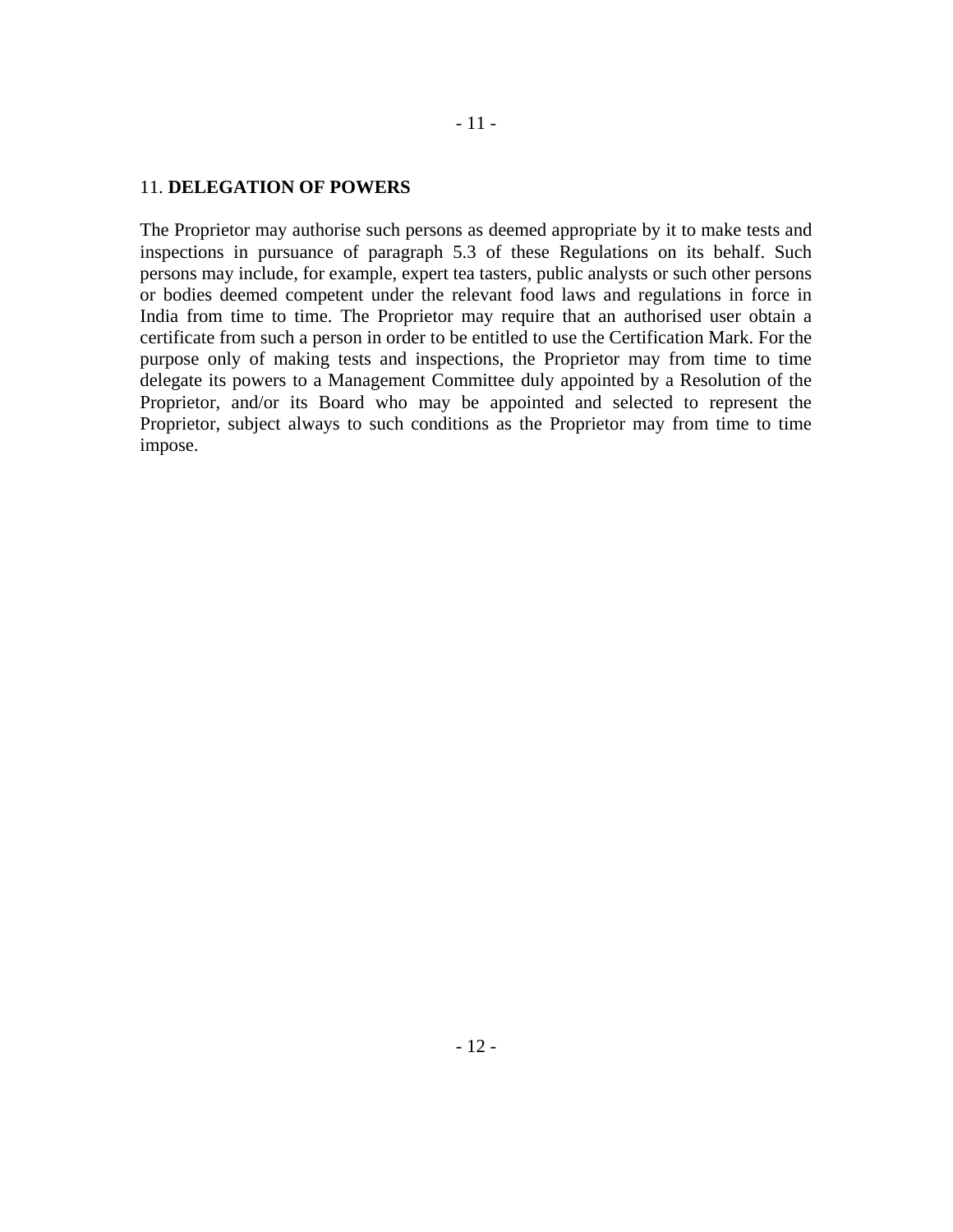## 11. **DELEGATION OF POWERS**

The Proprietor may authorise such persons as deemed appropriate by it to make tests and inspections in pursuance of paragraph 5.3 of these Regulations on its behalf. Such persons may include, for example, expert tea tasters, public analysts or such other persons or bodies deemed competent under the relevant food laws and regulations in force in India from time to time. The Proprietor may require that an authorised user obtain a certificate from such a person in order to be entitled to use the Certification Mark. For the purpose only of making tests and inspections, the Proprietor may from time to time delegate its powers to a Management Committee duly appointed by a Resolution of the Proprietor, and/or its Board who may be appointed and selected to represent the Proprietor, subject always to such conditions as the Proprietor may from time to time impose.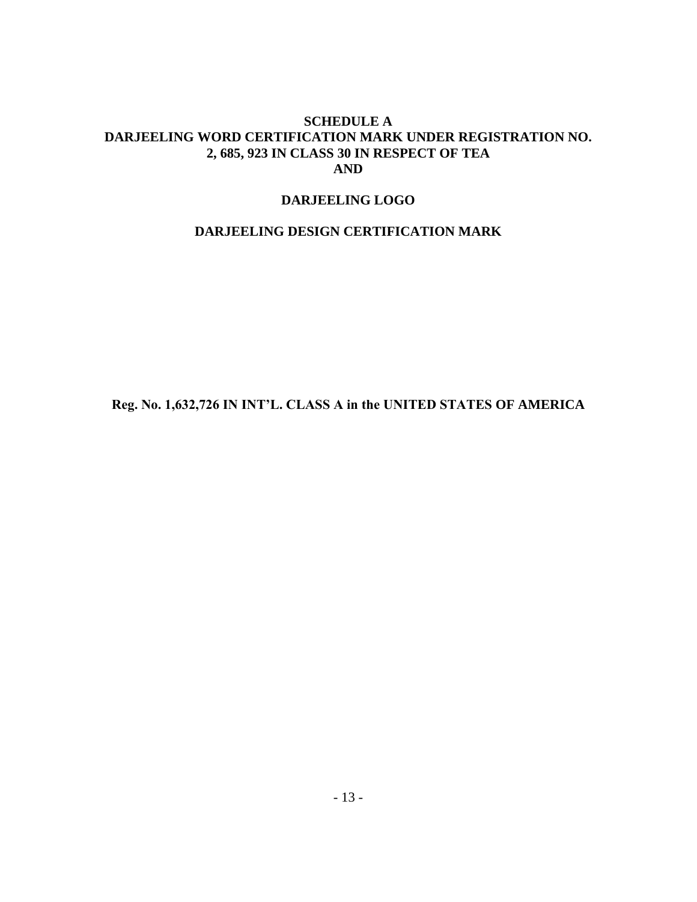# SCHEDULE A

## DARJEELING WORD CERTIFICATION MARK UNDER REGISTRATION NO. 2, 685, 923 IN CLASS 30 IN RESPECT OF TEA

## AND

## DARJEELING LOGO

## DARJEELING DESIGN CERTIFICATION MARK

**Reg. No. 1,632,726 IN INT'L. CLASS A in the UNITED STATES OF AMERICA**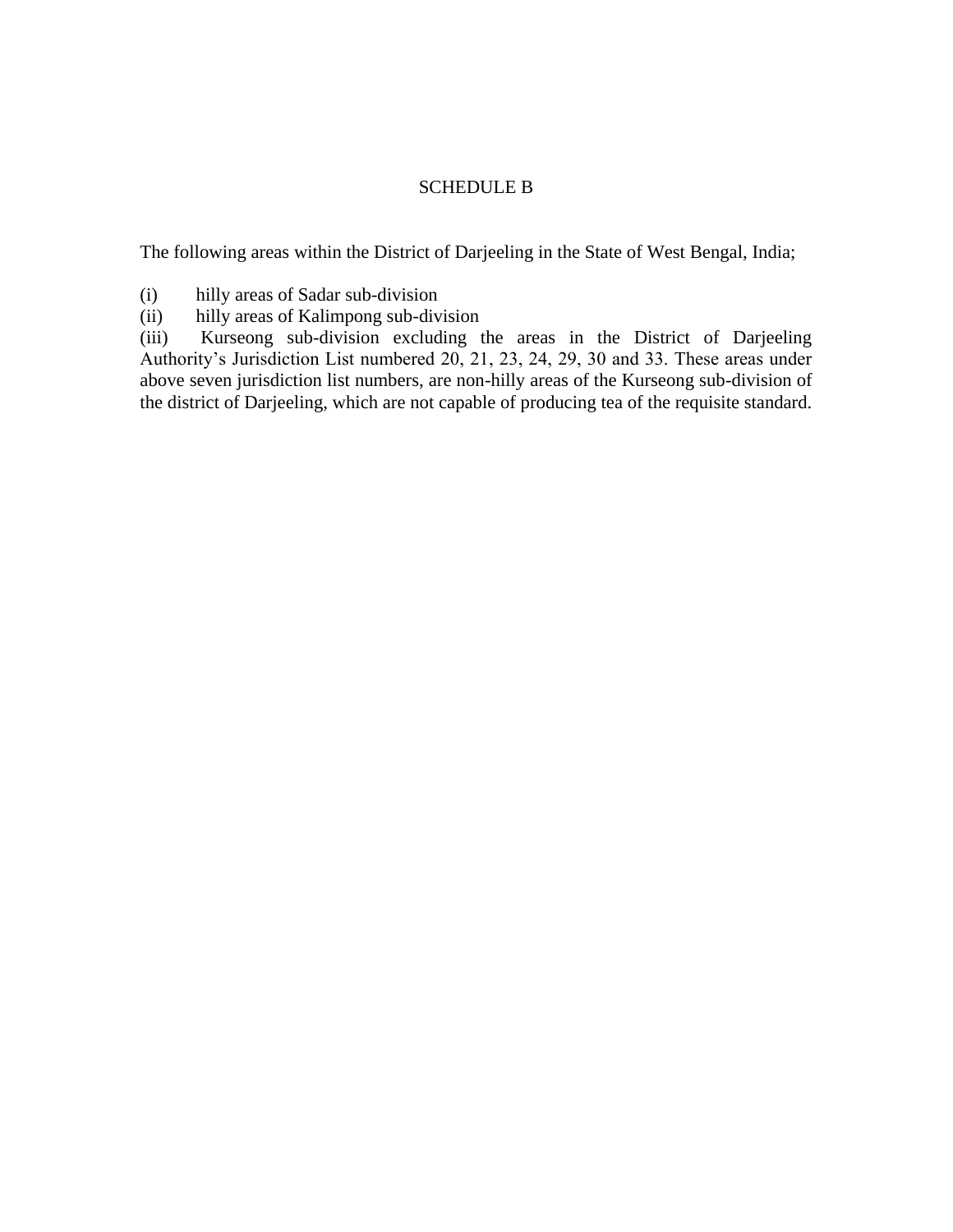# SCHEDULE B

The following areas within the District of Darjeeling in the State of West Bengal, India;

(i) hilly areas of Sadar sub-division
(ii) hilly areas of Kalimpong sub-division
(iii) Kurseong sub-division excluding the areas in the District of Darjeeling Authority's Jurisdiction List numbered 20, 21, 23, 24, 29, 30 and 33. These areas under above seven jurisdiction list numbers, are non-hilly areas of the Kurseong sub-division of the district of Darjeeling, which are not capable of producing tea of the requisite standard.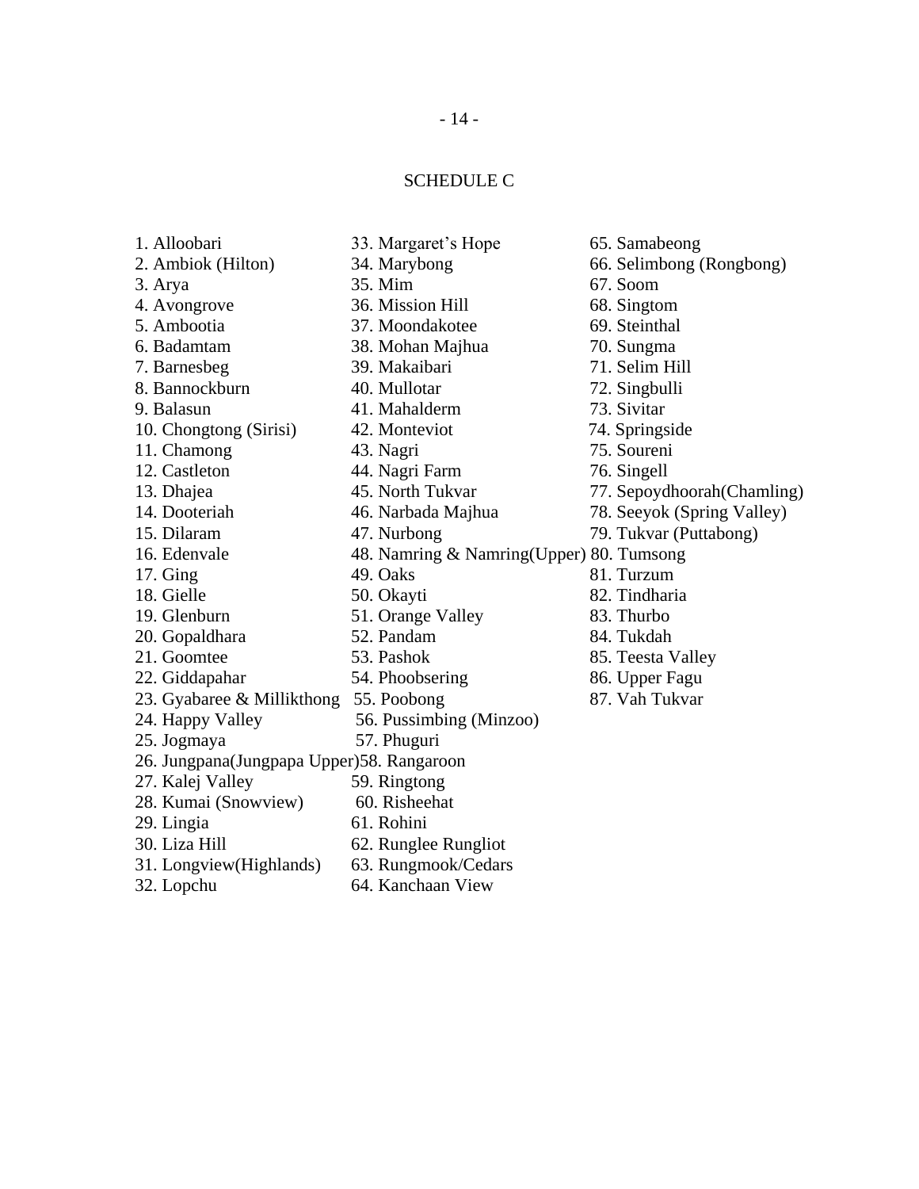## SCHEDULE C

1. Alloobari
2. Ambiok (Hilton)
3. Arya
4. Avongrove
5. Ambootia
6. Badamtam
7. Barnesbeg
8. Bannockburn
9. Balasun
10. Chongtong (Sirisi)
11. Chamong
12. Castleton
13. Dhajea
14. Dooteriah
15. Dilaram
16. Edenvale
17. Ging
18. Gielle
19. Glenburn
20. Gopaldhara
21. Goomtee
22. Giddapahar
23. Gyabaree & Millikthong
24. Happy Valley
25. Jogmaya
26. Jungpana(Jungpapa Upper)
27. Kalej Valley
28. Kumai (Snowview)
29. Lingia
30. Liza Hill
31. Longview(Highlands)
32. Lopchu
33. Margaret's Hope
34. Marybong
35. Mim
36. Mission Hill
37. Moondakotee
38. Mohan Majhua
39. Makaibari
40. Mullotar
41. Mahalderm
42. Monteviot
43. Nagri
44. Nagri Farm
45. North Tukvar
46. Narbada Majhua
47. Nurbong
48. Namring & Namring(Upper)
49. Oaks
50. Okayti
51. Orange Valley
52. Pandam
53. Pashok
54. Phoobsering
55. Poobong
56. Pussimbing (Minzoo)
57. Phuguri
58. Rangaroon
59. Ringtong
60. Risheehat
61. Rohini
62. Runglee Rungliot
63. Rungmook/Cedars
64. Kanchaan View
65. Samabeong
66. Selimbong (Rongbong)
67. Soom
68. Singtom
69. Steinthal
70. Sungma
71. Selim Hill
72. Singbulli
73. Sivitar
74. Springside
75. Soureni
76. Singell
77. Sepoydhoorah(Chamling)
78. Seeyok (Spring Valley)
79. Tukvar (Puttabong)
80. Tumsong
81. Turzum
82. Tindharia
83. Thurbo
84. Tukdah
85. Teesta Valley
86. Upper Fagu
87. Vah Tukvar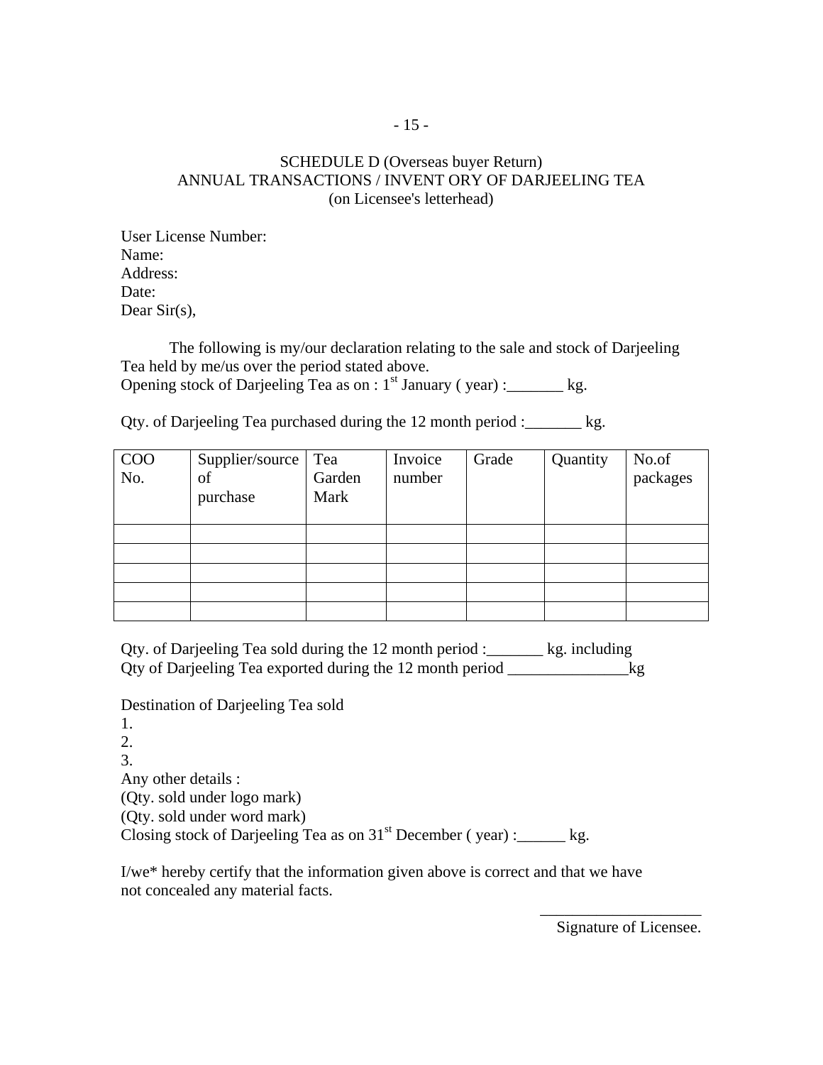## SCHEDULE D (Overseas buyer Return)
## ANNUAL TRANSACTIONS / INVENT ORY OF DARJEELING TEA
(on Licensee's letterhead)

User License Number:
Name:
Address:
Date:
Dear Sir(s),

The following is my/our declaration relating to the sale and stock of Darjeeling Tea held by me/us over the period stated above.
Opening stock of Darjeeling Tea as on : 1st January ( year) :_______ kg.

Qty. of Darjeeling Tea purchased during the 12 month period :_______ kg.

| COO No. | Supplier/source of purchase | Tea Garden Mark | Invoice number | Grade | Quantity | No.of packages |
|---|---|---|---|---|---|---|
| | | | | | | |
| | | | | | | |
| | | | | | | |
| | | | | | | |
| | | | | | | |

Qty. of Darjeeling Tea sold during the 12 month period :_______ kg. including
Qty of Darjeeling Tea exported during the 12 month period _______________kg

Destination of Darjeeling Tea sold
1.
2.
3.
Any other details :
(Qty. sold under logo mark)
(Qty. sold under word mark)
Closing stock of Darjeeling Tea as on 31st December ( year) :______ kg.

I/we* hereby certify that the information given above is correct and that we have not concealed any material facts.

____________________
Signature of Licensee.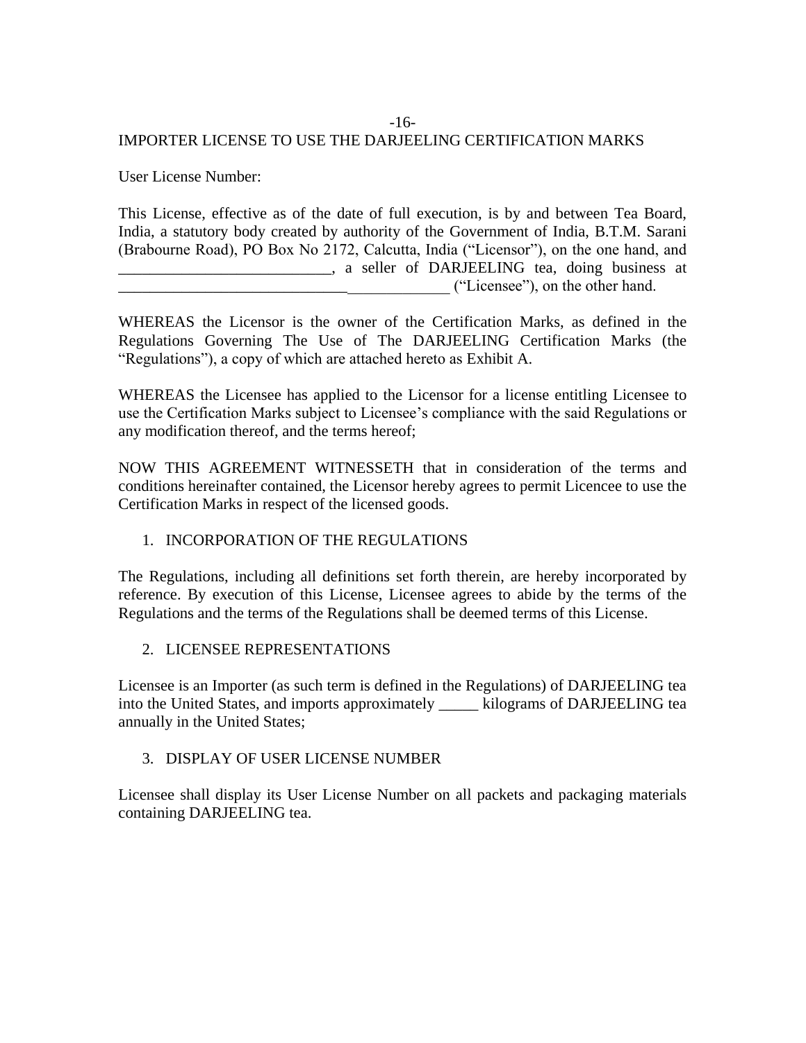IMPORTER LICENSE TO USE THE DARJEELING CERTIFICATION MARKS

User License Number:

This License, effective as of the date of full execution, is by and between Tea Board, India, a statutory body created by authority of the Government of India, B.T.M. Sarani (Brabourne Road), PO Box No 2172, Calcutta, India ("Licensor"), on the one hand, and ___________________________, a seller of DARJEELING tea, doing business at __________________________________________ ("Licensee"), on the other hand.

WHEREAS the Licensor is the owner of the Certification Marks, as defined in the Regulations Governing The Use of The DARJEELING Certification Marks (the "Regulations"), a copy of which are attached hereto as Exhibit A.

WHEREAS the Licensee has applied to the Licensor for a license entitling Licensee to use the Certification Marks subject to Licensee's compliance with the said Regulations or any modification thereof, and the terms hereof;

NOW THIS AGREEMENT WITNESSETH that in consideration of the terms and conditions hereinafter contained, the Licensor hereby agrees to permit Licencee to use the Certification Marks in respect of the licensed goods.

1. INCORPORATION OF THE REGULATIONS

The Regulations, including all definitions set forth therein, are hereby incorporated by reference. By execution of this License, Licensee agrees to abide by the terms of the Regulations and the terms of the Regulations shall be deemed terms of this License.

2. LICENSEE REPRESENTATIONS

Licensee is an Importer (as such term is defined in the Regulations) of DARJEELING tea into the United States, and imports approximately _____ kilograms of DARJEELING tea annually in the United States;

3. DISPLAY OF USER LICENSE NUMBER

Licensee shall display its User License Number on all packets and packaging materials containing DARJEELING tea.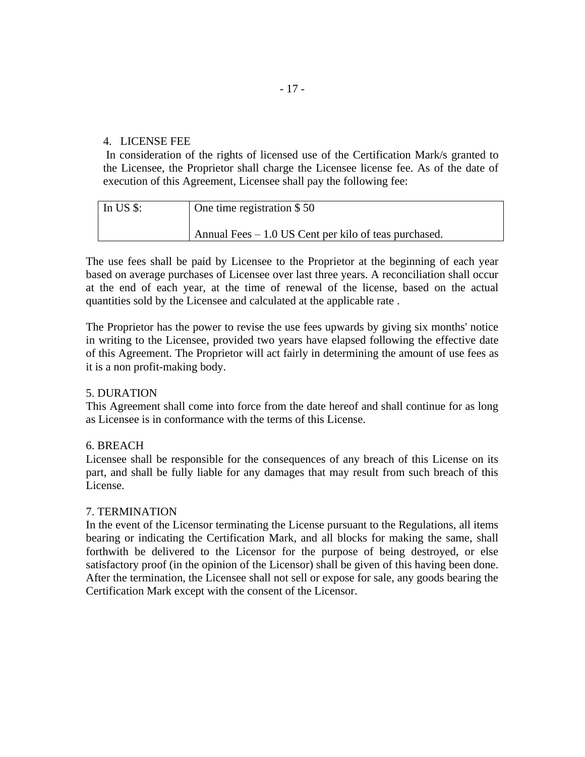4. LICENSE FEE

In consideration of the rights of licensed use of the Certification Mark/s granted to the Licensee, the Proprietor shall charge the Licensee license fee. As of the date of execution of this Agreement, Licensee shall pay the following fee:

| In US $: | One time registration $ 50<br><br>Annual Fees – 1.0 US Cent per kilo of teas purchased. |
|---|---|

The use fees shall be paid by Licensee to the Proprietor at the beginning of each year based on average purchases of Licensee over last three years. A reconciliation shall occur at the end of each year, at the time of renewal of the license, based on the actual quantities sold by the Licensee and calculated at the applicable rate .

The Proprietor has the power to revise the use fees upwards by giving six months' notice in writing to the Licensee, provided two years have elapsed following the effective date of this Agreement. The Proprietor will act fairly in determining the amount of use fees as it is a non profit-making body.

5. DURATION

This Agreement shall come into force from the date hereof and shall continue for as long as Licensee is in conformance with the terms of this License.

6. BREACH

Licensee shall be responsible for the consequences of any breach of this License on its part, and shall be fully liable for any damages that may result from such breach of this License.

7. TERMINATION

In the event of the Licensor terminating the License pursuant to the Regulations, all items bearing or indicating the Certification Mark, and all blocks for making the same, shall forthwith be delivered to the Licensor for the purpose of being destroyed, or else satisfactory proof (in the opinion of the Licensor) shall be given of this having been done. After the termination, the Licensee shall not sell or expose for sale, any goods bearing the Certification Mark except with the consent of the Licensor.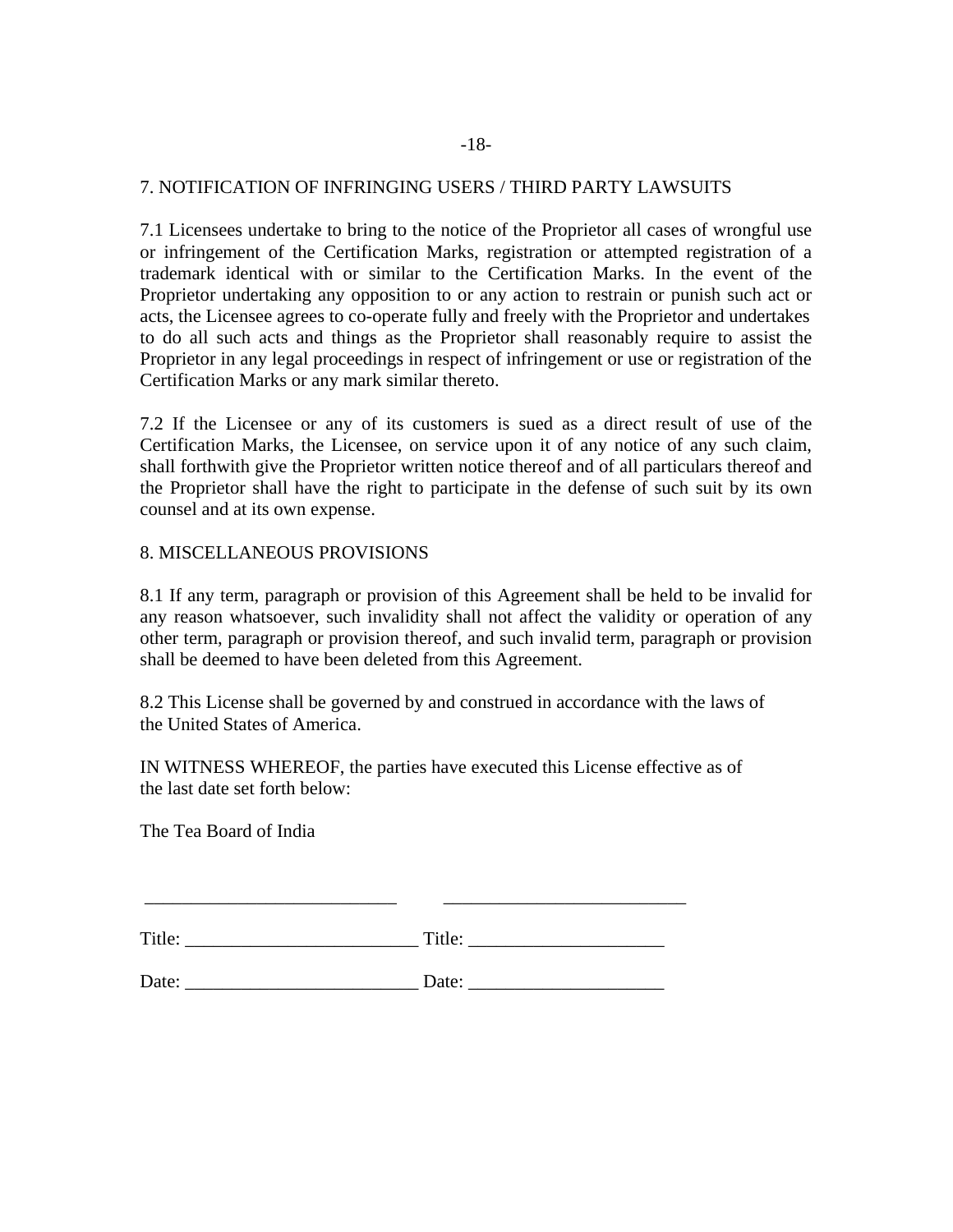## 7. NOTIFICATION OF INFRINGING USERS / THIRD PARTY LAWSUITS

7.1 Licensees undertake to bring to the notice of the Proprietor all cases of wrongful use or infringement of the Certification Marks, registration or attempted registration of a trademark identical with or similar to the Certification Marks. In the event of the Proprietor undertaking any opposition to or any action to restrain or punish such act or acts, the Licensee agrees to co-operate fully and freely with the Proprietor and undertakes to do all such acts and things as the Proprietor shall reasonably require to assist the Proprietor in any legal proceedings in respect of infringement or use or registration of the Certification Marks or any mark similar thereto.

7.2 If the Licensee or any of its customers is sued as a direct result of use of the Certification Marks, the Licensee, on service upon it of any notice of any such claim, shall forthwith give the Proprietor written notice thereof and of all particulars thereof and the Proprietor shall have the right to participate in the defense of such suit by its own counsel and at its own expense.

## 8. MISCELLANEOUS PROVISIONS

8.1 If any term, paragraph or provision of this Agreement shall be held to be invalid for any reason whatsoever, such invalidity shall not affect the validity or operation of any other term, paragraph or provision thereof, and such invalid term, paragraph or provision shall be deemed to have been deleted from this Agreement.

8.2 This License shall be governed by and construed in accordance with the laws of the United States of America.

IN WITNESS WHEREOF, the parties have executed this License effective as of the last date set forth below:

The Tea Board of India

__________________________ __________________________

Title: _________________________ Title: _____________________

Date: _________________________ Date: _____________________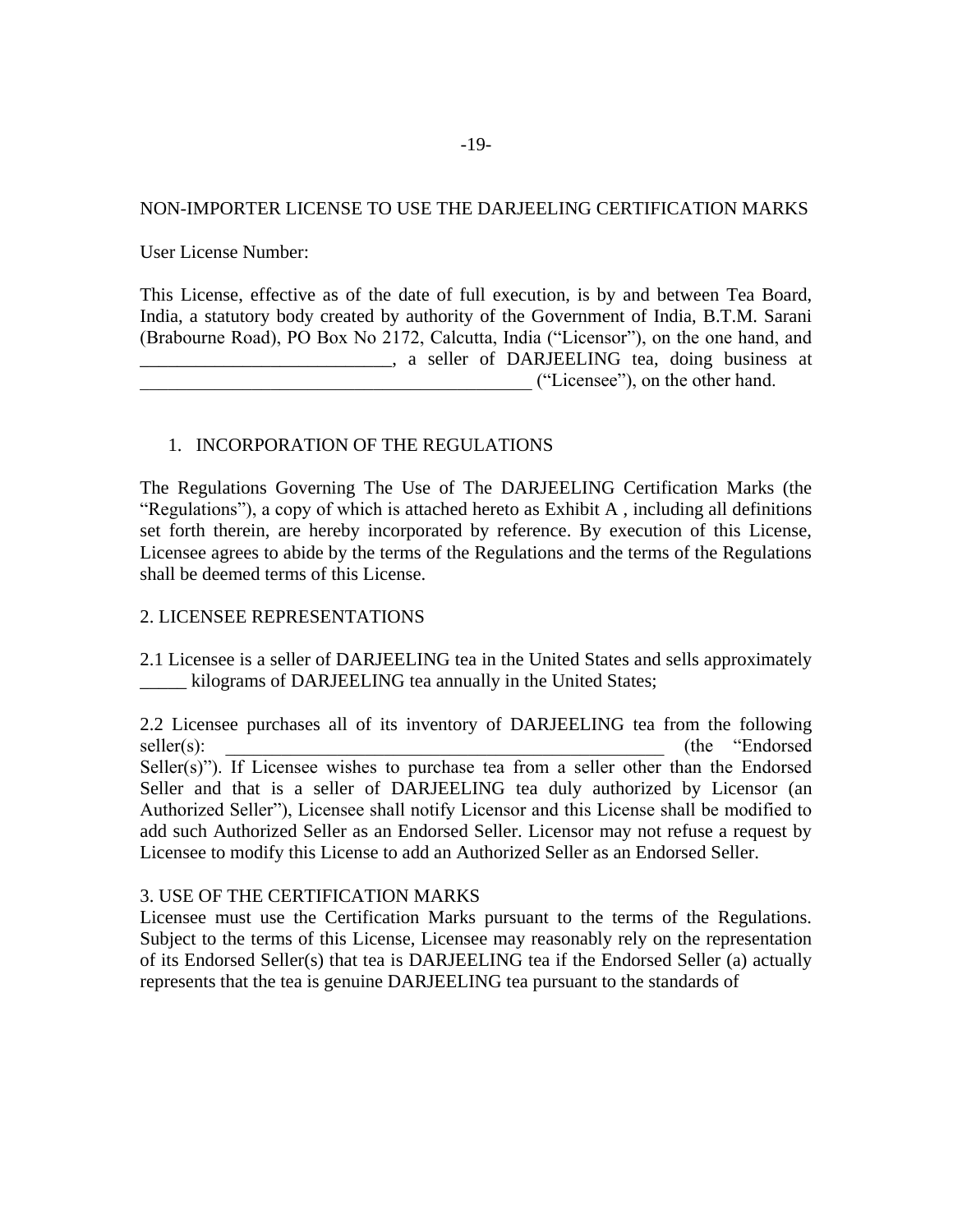NON-IMPORTER LICENSE TO USE THE DARJEELING CERTIFICATION MARKS

User License Number:

This License, effective as of the date of full execution, is by and between Tea Board, India, a statutory body created by authority of the Government of India, B.T.M. Sarani (Brabourne Road), PO Box No 2172, Calcutta, India ("Licensor"), on the one hand, and ___________________________, a seller of DARJEELING tea, doing business at ___________________________________________ ("Licensee"), on the other hand.

1. INCORPORATION OF THE REGULATIONS

The Regulations Governing The Use of The DARJEELING Certification Marks (the "Regulations"), a copy of which is attached hereto as Exhibit A , including all definitions set forth therein, are hereby incorporated by reference. By execution of this License, Licensee agrees to abide by the terms of the Regulations and the terms of the Regulations shall be deemed terms of this License.

2. LICENSEE REPRESENTATIONS

2.1 Licensee is a seller of DARJEELING tea in the United States and sells approximately _____ kilograms of DARJEELING tea annually in the United States;

2.2 Licensee purchases all of its inventory of DARJEELING tea from the following seller(s): _________________________________________________ (the "Endorsed Seller(s)"). If Licensee wishes to purchase tea from a seller other than the Endorsed Seller and that is a seller of DARJEELING tea duly authorized by Licensor (an Authorized Seller"), Licensee shall notify Licensor and this License shall be modified to add such Authorized Seller as an Endorsed Seller. Licensor may not refuse a request by Licensee to modify this License to add an Authorized Seller as an Endorsed Seller.

3. USE OF THE CERTIFICATION MARKS

Licensee must use the Certification Marks pursuant to the terms of the Regulations. Subject to the terms of this License, Licensee may reasonably rely on the representation of its Endorsed Seller(s) that tea is DARJEELING tea if the Endorsed Seller (a) actually represents that the tea is genuine DARJEELING tea pursuant to the standards of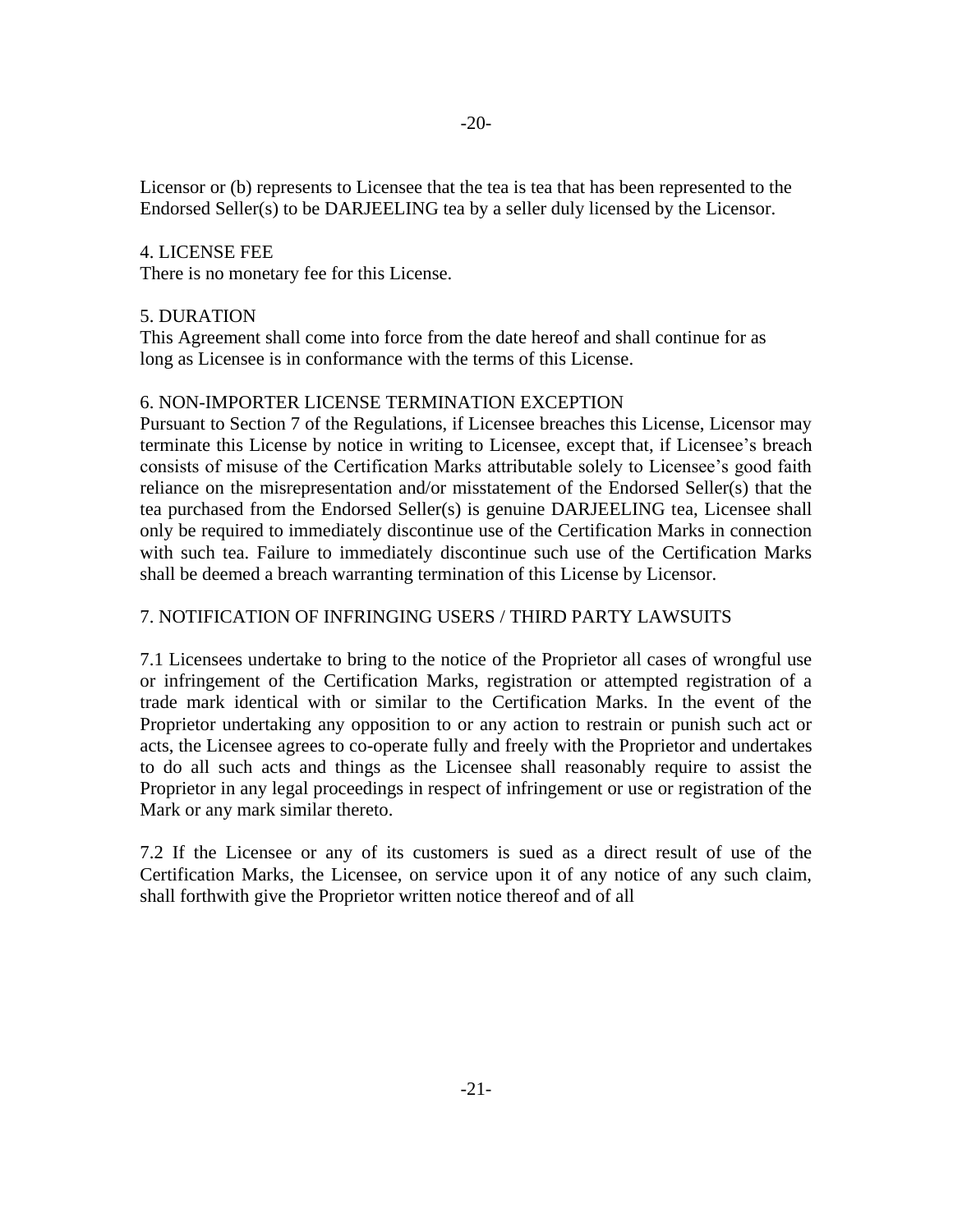Licensor or (b) represents to Licensee that the tea is tea that has been represented to the Endorsed Seller(s) to be DARJEELING tea by a seller duly licensed by the Licensor.

4. LICENSE FEE
There is no monetary fee for this License.

5. DURATION
This Agreement shall come into force from the date hereof and shall continue for as long as Licensee is in conformance with the terms of this License.

6. NON-IMPORTER LICENSE TERMINATION EXCEPTION
Pursuant to Section 7 of the Regulations, if Licensee breaches this License, Licensor may terminate this License by notice in writing to Licensee, except that, if Licensee's breach consists of misuse of the Certification Marks attributable solely to Licensee's good faith reliance on the misrepresentation and/or misstatement of the Endorsed Seller(s) that the tea purchased from the Endorsed Seller(s) is genuine DARJEELING tea, Licensee shall only be required to immediately discontinue use of the Certification Marks in connection with such tea. Failure to immediately discontinue such use of the Certification Marks shall be deemed a breach warranting termination of this License by Licensor.

7. NOTIFICATION OF INFRINGING USERS / THIRD PARTY LAWSUITS

7.1 Licensees undertake to bring to the notice of the Proprietor all cases of wrongful use or infringement of the Certification Marks, registration or attempted registration of a trade mark identical with or similar to the Certification Marks. In the event of the Proprietor undertaking any opposition to or any action to restrain or punish such act or acts, the Licensee agrees to co-operate fully and freely with the Proprietor and undertakes to do all such acts and things as the Licensee shall reasonably require to assist the Proprietor in any legal proceedings in respect of infringement or use or registration of the Mark or any mark similar thereto.

7.2 If the Licensee or any of its customers is sued as a direct result of use of the Certification Marks, the Licensee, on service upon it of any notice of any such claim, shall forthwith give the Proprietor written notice thereof and of all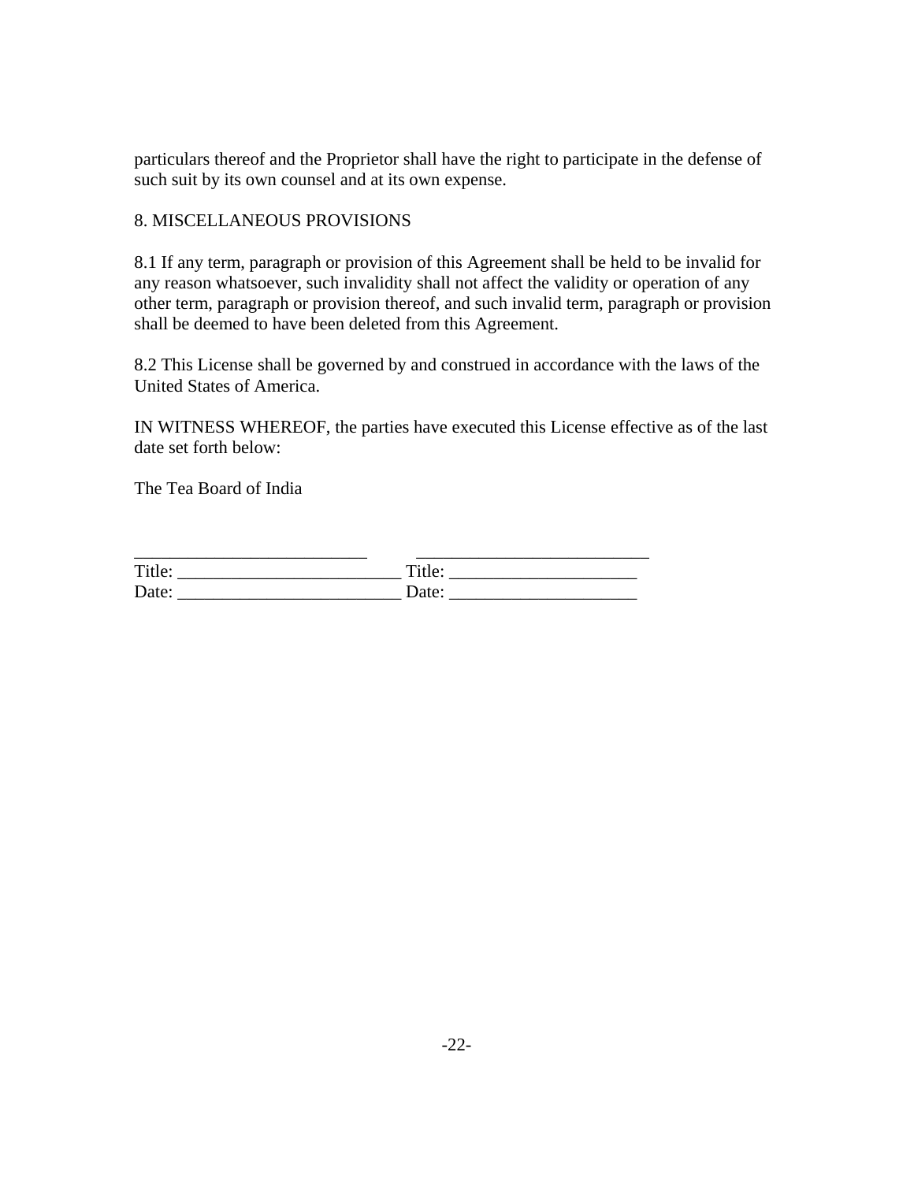particulars thereof and the Proprietor shall have the right to participate in the defense of such suit by its own counsel and at its own expense.

8. MISCELLANEOUS PROVISIONS

8.1 If any term, paragraph or provision of this Agreement shall be held to be invalid for any reason whatsoever, such invalidity shall not affect the validity or operation of any other term, paragraph or provision thereof, and such invalid term, paragraph or provision shall be deemed to have been deleted from this Agreement.

8.2 This License shall be governed by and construed in accordance with the laws of the United States of America.

IN WITNESS WHEREOF, the parties have executed this License effective as of the last date set forth below:

The Tea Board of India

| | |
|---|---|
| ___________________________ | ___________________________ |
| Title: _________________________ | Title: _____________________ |
| Date: _________________________ | Date: _____________________ |